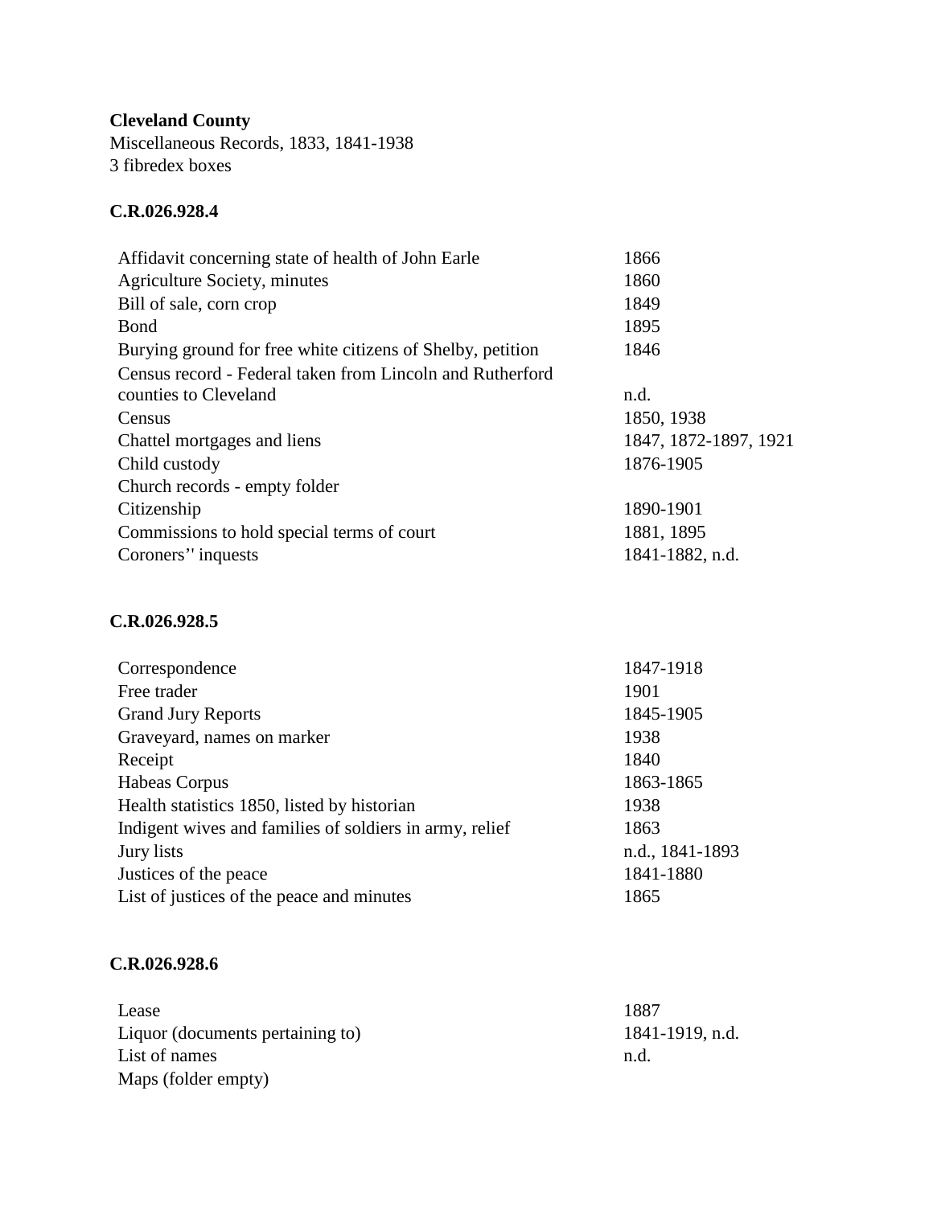**Cleveland County**
Miscellaneous Records, 1833, 1841-1938
3 fibredex boxes

**C.R.026.928.4**

| | |
|---|---|
| Affidavit concerning state of health of John Earle | 1866 |
| Agriculture Society, minutes | 1860 |
| Bill of sale, corn crop | 1849 |
| Bond | 1895 |
| Burying ground for free white citizens of Shelby, petition | 1846 |
| Census record - Federal taken from Lincoln and Rutherford counties to Cleveland | n.d. |
| Census | 1850, 1938 |
| Chattel mortgages and liens | 1847, 1872-1897, 1921 |
| Child custody | 1876-1905 |
| Church records - empty folder | |
| Citizenship | 1890-1901 |
| Commissions to hold special terms of court | 1881, 1895 |
| Coroners'' inquests | 1841-1882, n.d. |

**C.R.026.928.5**

| | |
|---|---|
| Correspondence | 1847-1918 |
| Free trader | 1901 |
| Grand Jury Reports | 1845-1905 |
| Graveyard, names on marker | 1938 |
| Receipt | 1840 |
| Habeas Corpus | 1863-1865 |
| Health statistics 1850, listed by historian | 1938 |
| Indigent wives and families of soldiers in army, relief | 1863 |
| Jury lists | n.d., 1841-1893 |
| Justices of the peace | 1841-1880 |
| List of justices of the peace and minutes | 1865 |

**C.R.026.928.6**

| | |
|---|---|
| Lease | 1887 |
| Liquor (documents pertaining to) | 1841-1919, n.d. |
| List of names | n.d. |
| Maps (folder empty) | |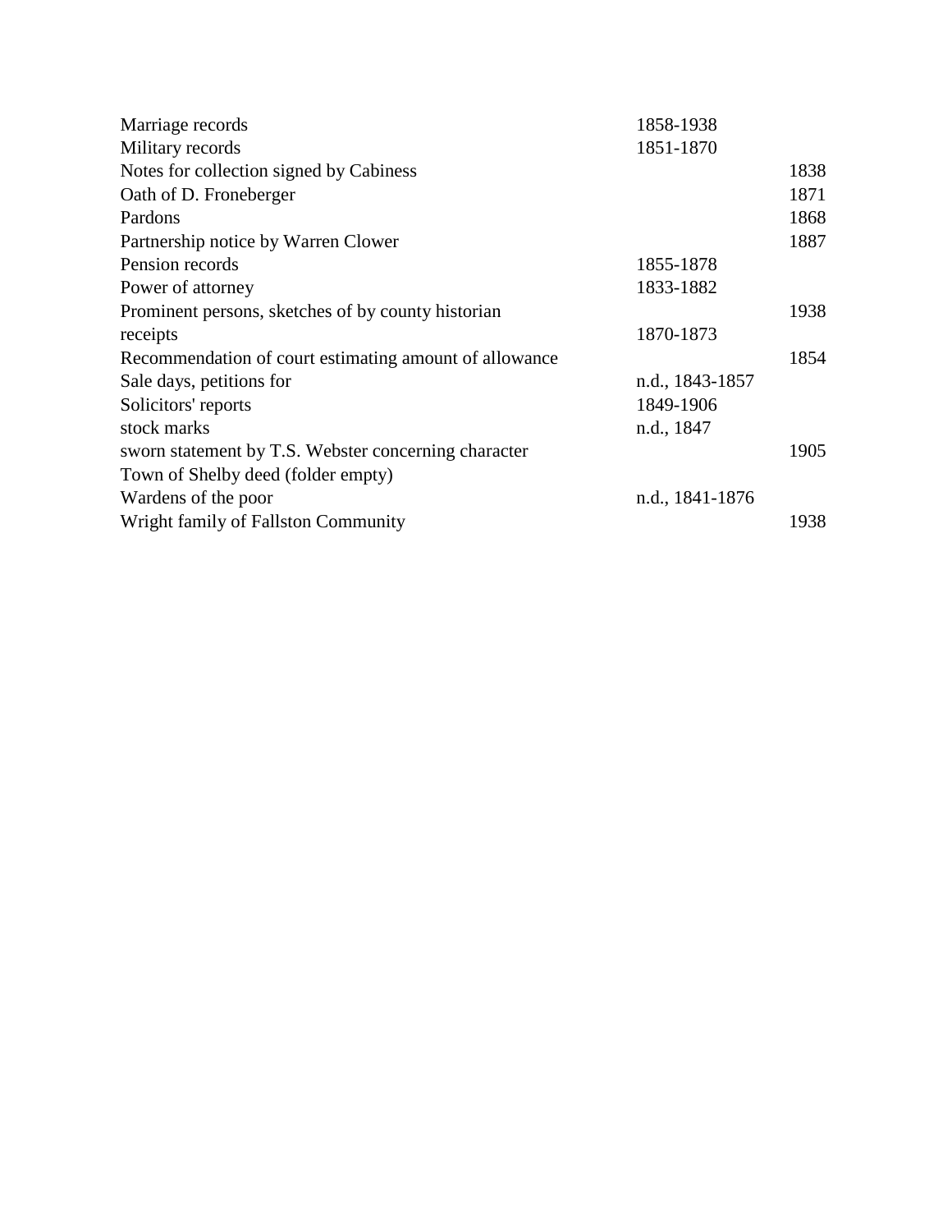| | | |
|---|---|---|
| Marriage records | 1858-1938 | |
| Military records | 1851-1870 | |
| Notes for collection signed by Cabiness | | 1838 |
| Oath of D. Froneberger | | 1871 |
| Pardons | | 1868 |
| Partnership notice by Warren Clower | | 1887 |
| Pension records | 1855-1878 | |
| Power of attorney | 1833-1882 | |
| Prominent persons, sketches of by county historian | | 1938 |
| receipts | 1870-1873 | |
| Recommendation of court estimating amount of allowance | | 1854 |
| Sale days, petitions for | n.d., 1843-1857 | |
| Solicitors' reports | 1849-1906 | |
| stock marks | n.d., 1847 | |
| sworn statement by T.S. Webster concerning character | | 1905 |
| Town of Shelby deed (folder empty) | | |
| Wardens of the poor | n.d., 1841-1876 | |
| Wright family of Fallston Community | | 1938 |